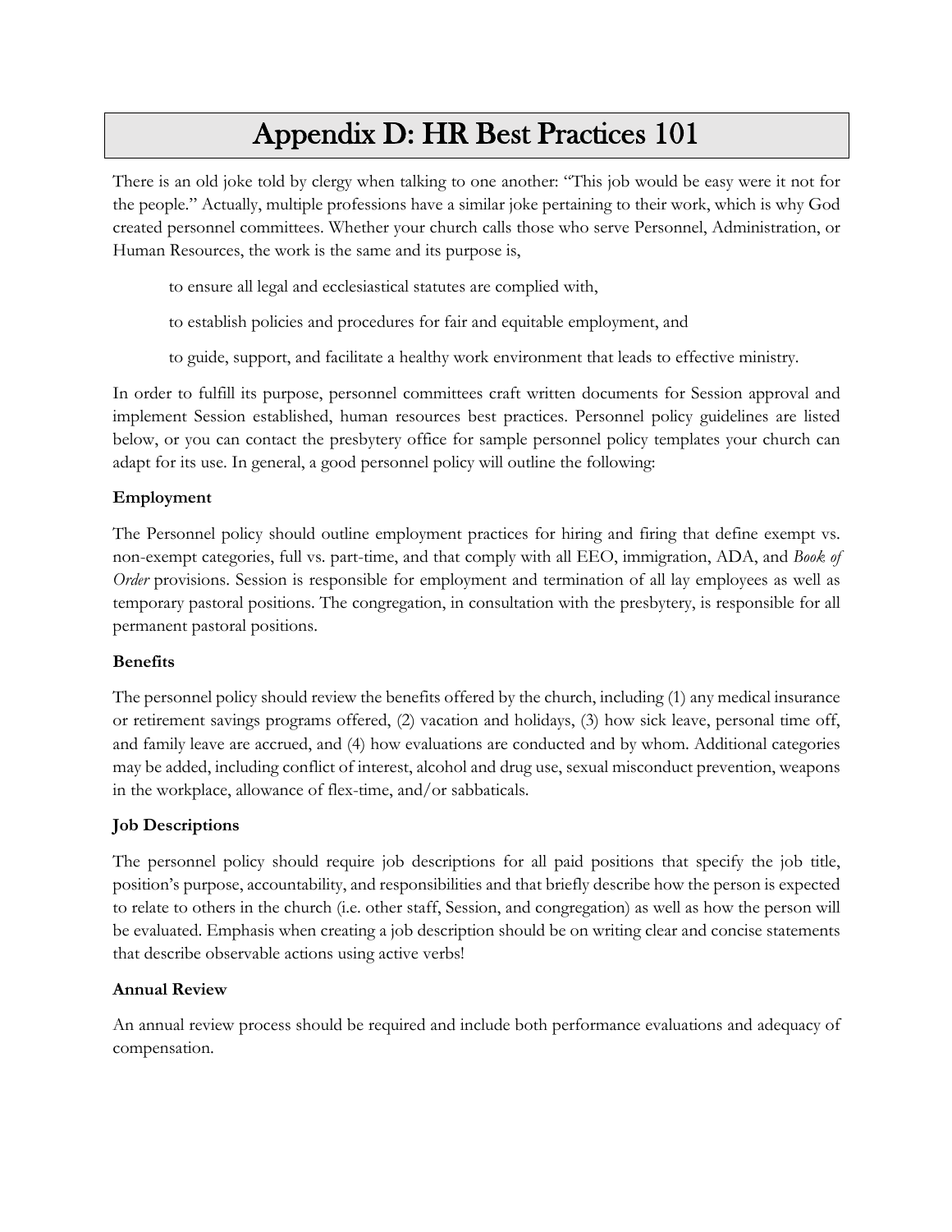# Appendix D: HR Best Practices 101

There is an old joke told by clergy when talking to one another: "This job would be easy were it not for the people." Actually, multiple professions have a similar joke pertaining to their work, which is why God created personnel committees. Whether your church calls those who serve Personnel, Administration, or Human Resources, the work is the same and its purpose is,

> to ensure all legal and ecclesiastical statutes are complied with,
>
> to establish policies and procedures for fair and equitable employment, and
>
> to guide, support, and facilitate a healthy work environment that leads to effective ministry.

In order to fulfill its purpose, personnel committees craft written documents for Session approval and implement Session established, human resources best practices. Personnel policy guidelines are listed below, or you can contact the presbytery office for sample personnel policy templates your church can adapt for its use. In general, a good personnel policy will outline the following:

**Employment**

The Personnel policy should outline employment practices for hiring and firing that define exempt vs. non-exempt categories, full vs. part-time, and that comply with all EEO, immigration, ADA, and *Book of Order* provisions. Session is responsible for employment and termination of all lay employees as well as temporary pastoral positions. The congregation, in consultation with the presbytery, is responsible for all permanent pastoral positions.

**Benefits**

The personnel policy should review the benefits offered by the church, including (1) any medical insurance or retirement savings programs offered, (2) vacation and holidays, (3) how sick leave, personal time off, and family leave are accrued, and (4) how evaluations are conducted and by whom. Additional categories may be added, including conflict of interest, alcohol and drug use, sexual misconduct prevention, weapons in the workplace, allowance of flex-time, and/or sabbaticals.

**Job Descriptions**

The personnel policy should require job descriptions for all paid positions that specify the job title, position's purpose, accountability, and responsibilities and that briefly describe how the person is expected to relate to others in the church (i.e. other staff, Session, and congregation) as well as how the person will be evaluated. Emphasis when creating a job description should be on writing clear and concise statements that describe observable actions using active verbs!

**Annual Review**

An annual review process should be required and include both performance evaluations and adequacy of compensation.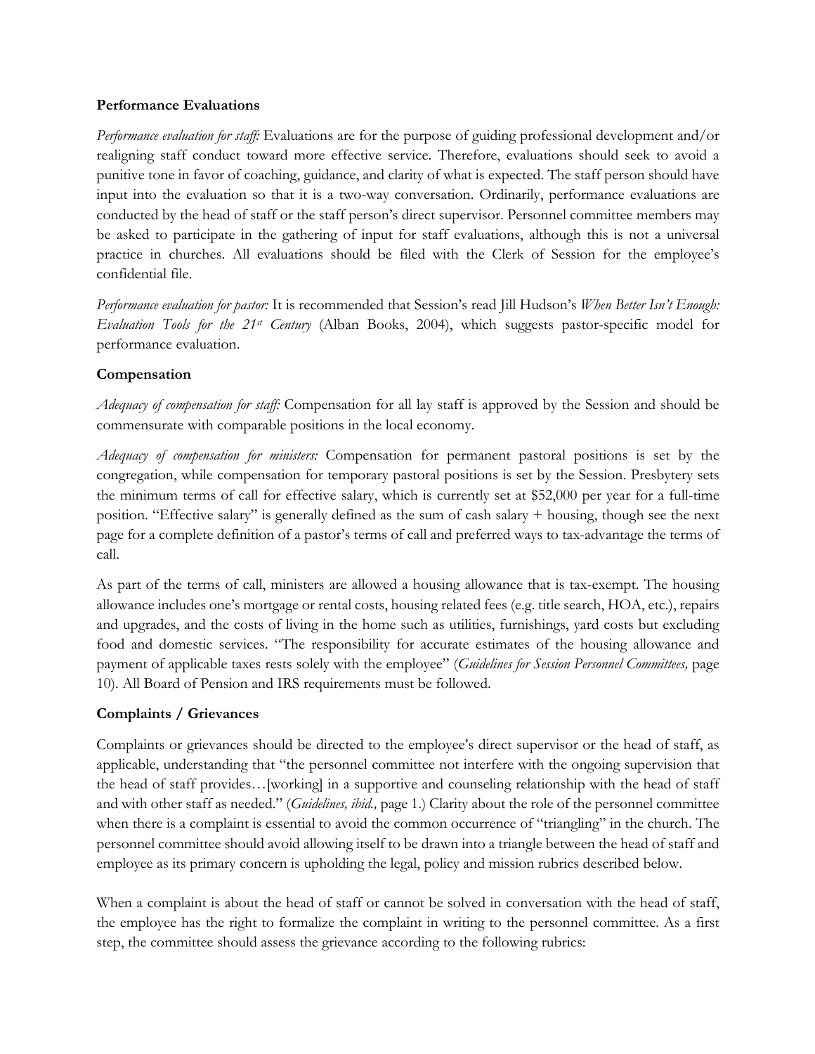**Performance Evaluations**

*Performance evaluation for staff:* Evaluations are for the purpose of guiding professional development and/or realigning staff conduct toward more effective service. Therefore, evaluations should seek to avoid a punitive tone in favor of coaching, guidance, and clarity of what is expected. The staff person should have input into the evaluation so that it is a two-way conversation. Ordinarily, performance evaluations are conducted by the head of staff or the staff person's direct supervisor. Personnel committee members may be asked to participate in the gathering of input for staff evaluations, although this is not a universal practice in churches. All evaluations should be filed with the Clerk of Session for the employee's confidential file.

*Performance evaluation for pastor:* It is recommended that Session's read Jill Hudson's *When Better Isn't Enough: Evaluation Tools for the 21st Century* (Alban Books, 2004), which suggests pastor-specific model for performance evaluation.

**Compensation**

*Adequacy of compensation for staff:* Compensation for all lay staff is approved by the Session and should be commensurate with comparable positions in the local economy.

*Adequacy of compensation for ministers:* Compensation for permanent pastoral positions is set by the congregation, while compensation for temporary pastoral positions is set by the Session. Presbytery sets the minimum terms of call for effective salary, which is currently set at $52,000 per year for a full-time position. "Effective salary" is generally defined as the sum of cash salary + housing, though see the next page for a complete definition of a pastor's terms of call and preferred ways to tax-advantage the terms of call.

As part of the terms of call, ministers are allowed a housing allowance that is tax-exempt. The housing allowance includes one's mortgage or rental costs, housing related fees (e.g. title search, HOA, etc.), repairs and upgrades, and the costs of living in the home such as utilities, furnishings, yard costs but excluding food and domestic services. "The responsibility for accurate estimates of the housing allowance and payment of applicable taxes rests solely with the employee" (*Guidelines for Session Personnel Committees,* page 10). All Board of Pension and IRS requirements must be followed.

**Complaints / Grievances**

Complaints or grievances should be directed to the employee's direct supervisor or the head of staff, as applicable, understanding that "the personnel committee not interfere with the ongoing supervision that the head of staff provides…[working] in a supportive and counseling relationship with the head of staff and with other staff as needed." (*Guidelines, ibid.,* page 1.) Clarity about the role of the personnel committee when there is a complaint is essential to avoid the common occurrence of "triangling" in the church. The personnel committee should avoid allowing itself to be drawn into a triangle between the head of staff and employee as its primary concern is upholding the legal, policy and mission rubrics described below.

When a complaint is about the head of staff or cannot be solved in conversation with the head of staff, the employee has the right to formalize the complaint in writing to the personnel committee. As a first step, the committee should assess the grievance according to the following rubrics: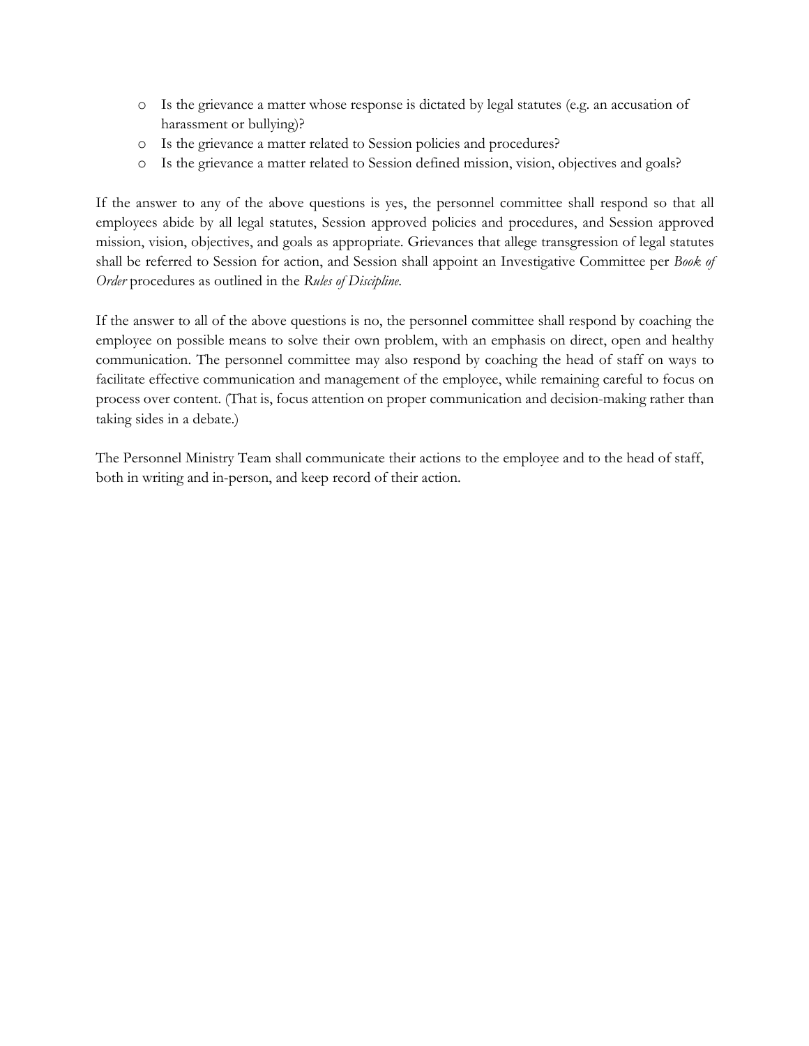- Is the grievance a matter whose response is dictated by legal statutes (e.g. an accusation of harassment or bullying)?
- Is the grievance a matter related to Session policies and procedures?
- Is the grievance a matter related to Session defined mission, vision, objectives and goals?

If the answer to any of the above questions is yes, the personnel committee shall respond so that all employees abide by all legal statutes, Session approved policies and procedures, and Session approved mission, vision, objectives, and goals as appropriate. Grievances that allege transgression of legal statutes shall be referred to Session for action, and Session shall appoint an Investigative Committee per *Book of Order* procedures as outlined in the *Rules of Discipline*.

If the answer to all of the above questions is no, the personnel committee shall respond by coaching the employee on possible means to solve their own problem, with an emphasis on direct, open and healthy communication. The personnel committee may also respond by coaching the head of staff on ways to facilitate effective communication and management of the employee, while remaining careful to focus on process over content. (That is, focus attention on proper communication and decision-making rather than taking sides in a debate.)

The Personnel Ministry Team shall communicate their actions to the employee and to the head of staff, both in writing and in-person, and keep record of their action.